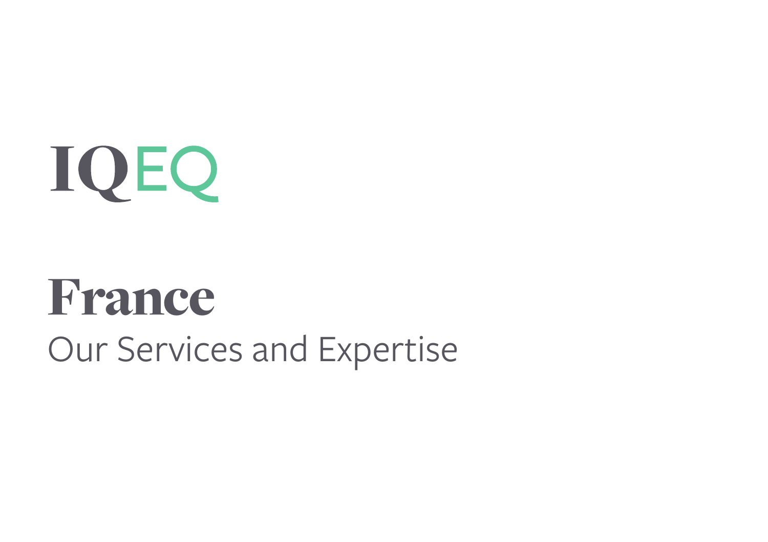IQEQ

# France

Our Services and Expertise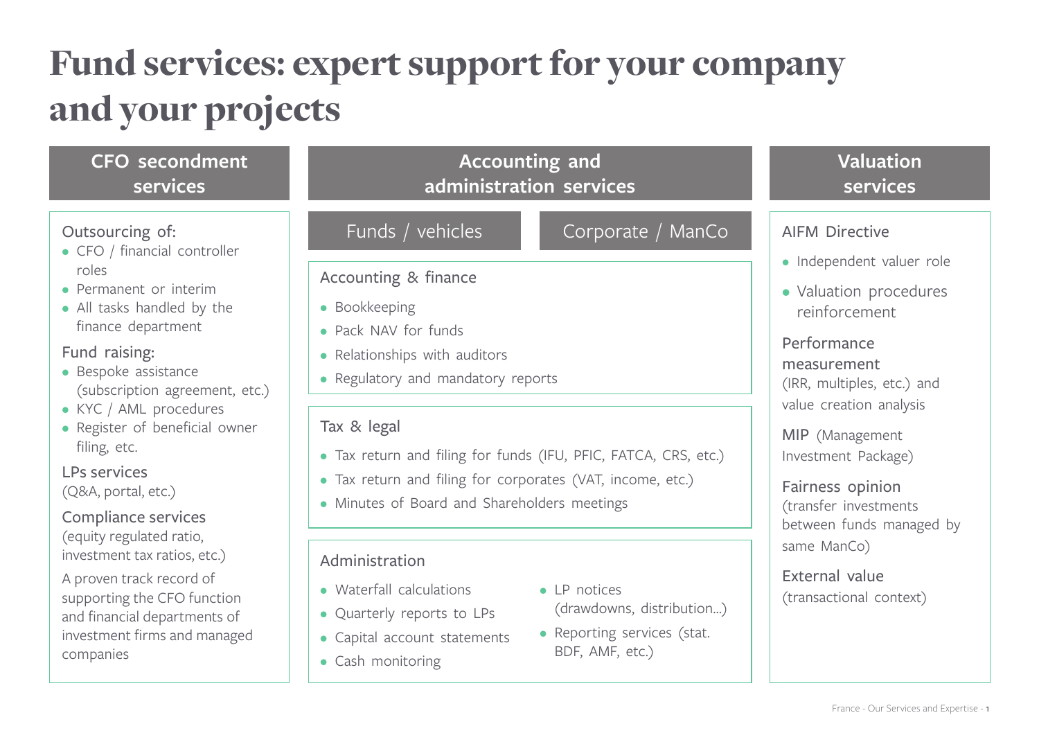# Fund services: expert support for your company and your projects

## CFO secondment services

**Outsourcing of:**

- CFO / financial controller roles
- Permanent or interim
- All tasks handled by the finance department

**Fund raising:**

- Bespoke assistance (subscription agreement, etc.)
- KYC / AML procedures
- Register of beneficial owner filing, etc.

**LPs services**
(Q&A, portal, etc.)

**Compliance services**
(equity regulated ratio, investment tax ratios, etc.)

A proven track record of supporting the CFO function and financial departments of investment firms and managed companies

## Accounting and administration services

Funds / vehicles | Corporate / ManCo

### Accounting & finance

- Bookkeeping
- Pack NAV for funds
- Relationships with auditors
- Regulatory and mandatory reports

### Tax & legal

- Tax return and filing for funds (IFU, PFIC, FATCA, CRS, etc.)
- Tax return and filing for corporates (VAT, income, etc.)
- Minutes of Board and Shareholders meetings

### Administration

- Waterfall calculations
- Quarterly reports to LPs
- Capital account statements
- Cash monitoring
- LP notices (drawdowns, distribution...)
- Reporting services (stat. BDF, AMF, etc.)

## Valuation services

**AIFM Directive**

- Independent valuer role
- Valuation procedures reinforcement

**Performance measurement**
(IRR, multiples, etc.) and value creation analysis

**MIP** (Management Investment Package)

**Fairness opinion**
(transfer investments between funds managed by same ManCo)

**External value**
(transactional context)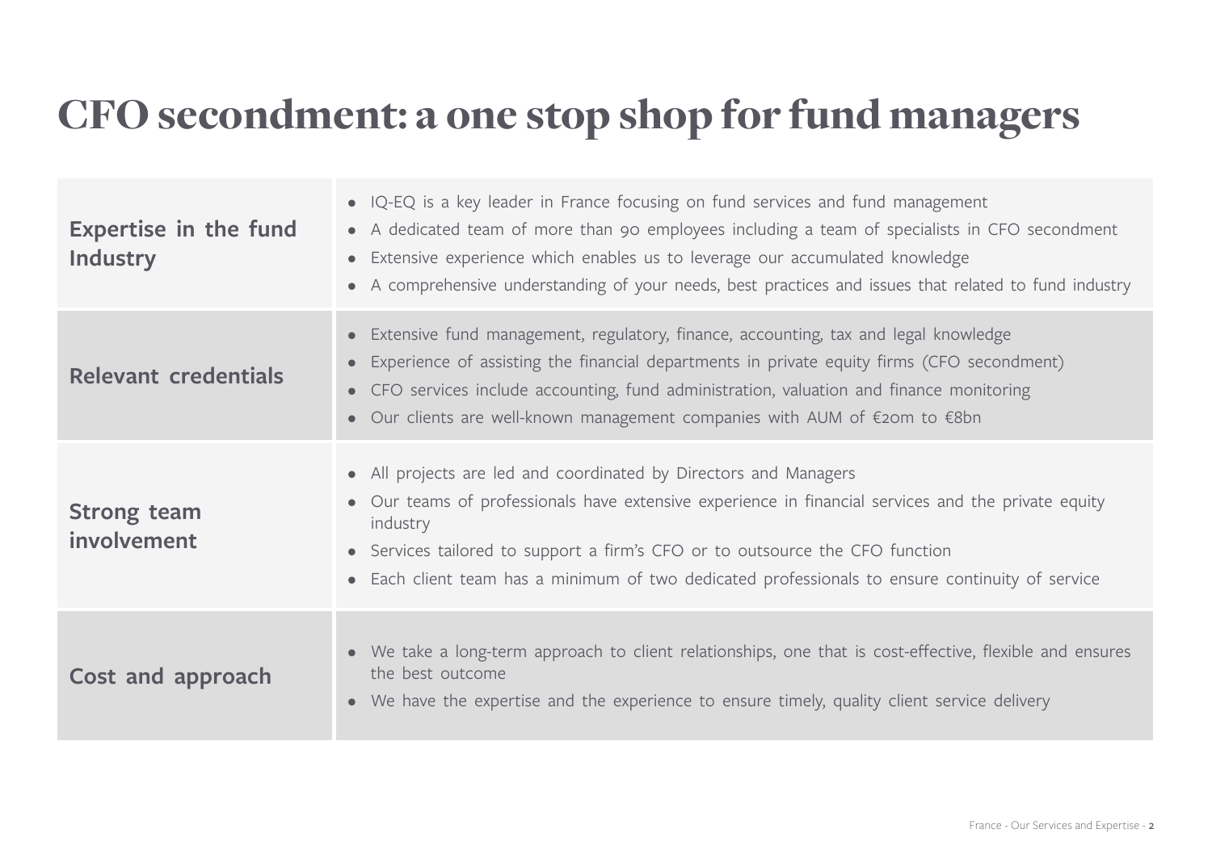# CFO secondment: a one stop shop for fund managers

| | |
|---|---|
| **Expertise in the fund Industry** | • IQ-EQ is a key leader in France focusing on fund services and fund management<br>• A dedicated team of more than 90 employees including a team of specialists in CFO secondment<br>• Extensive experience which enables us to leverage our accumulated knowledge<br>• A comprehensive understanding of your needs, best practices and issues that related to fund industry |
| **Relevant credentials** | • Extensive fund management, regulatory, finance, accounting, tax and legal knowledge<br>• Experience of assisting the financial departments in private equity firms (CFO secondment)<br>• CFO services include accounting, fund administration, valuation and finance monitoring<br>• Our clients are well-known management companies with AUM of €20m to €8bn |
| **Strong team involvement** | • All projects are led and coordinated by Directors and Managers<br>• Our teams of professionals have extensive experience in financial services and the private equity industry<br>• Services tailored to support a firm's CFO or to outsource the CFO function<br>• Each client team has a minimum of two dedicated professionals to ensure continuity of service |
| **Cost and approach** | • We take a long-term approach to client relationships, one that is cost-effective, flexible and ensures the best outcome<br>• We have the expertise and the experience to ensure timely, quality client service delivery |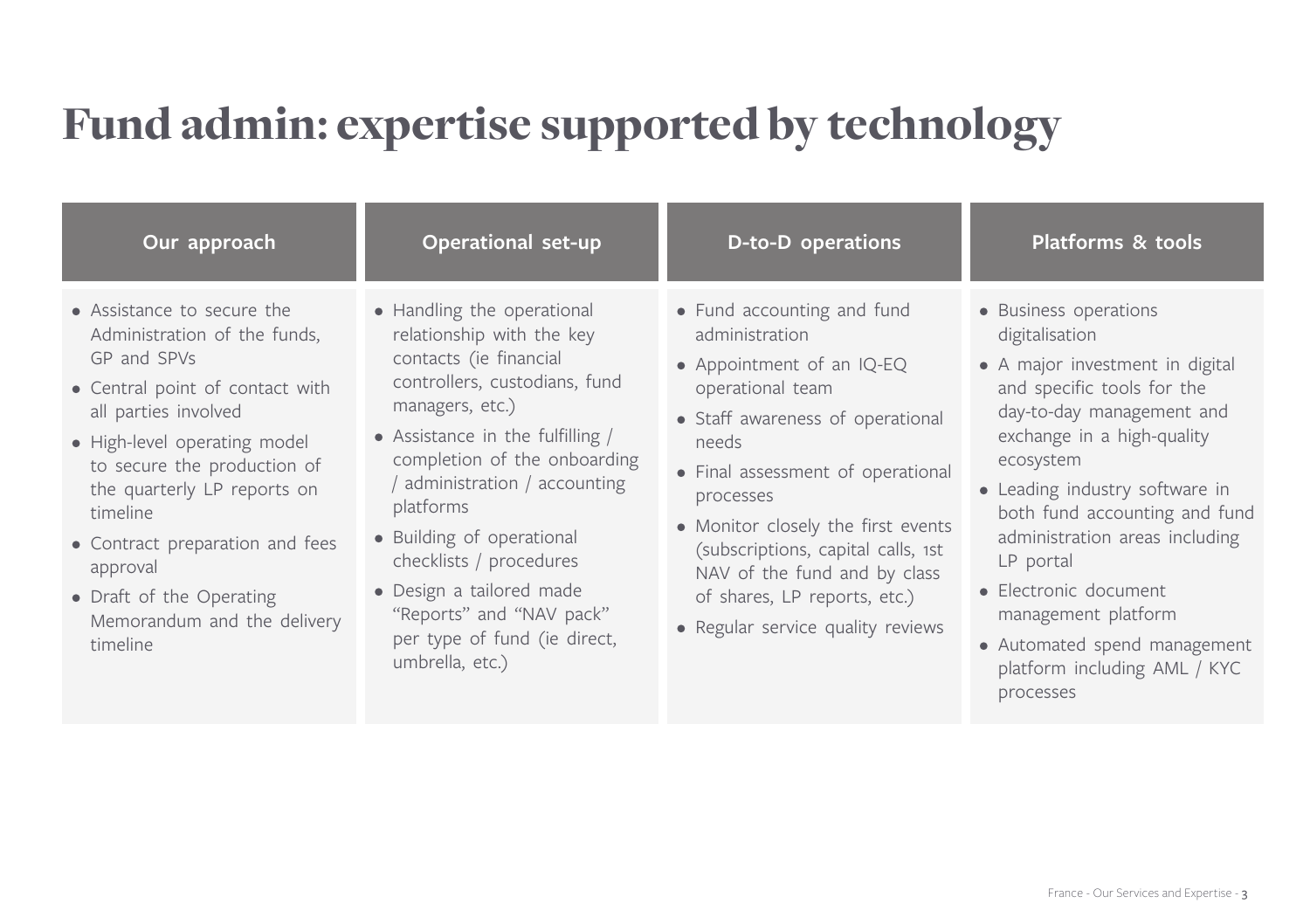# Fund admin: expertise supported by technology

## Our approach

- Assistance to secure the Administration of the funds, GP and SPVs
- Central point of contact with all parties involved
- High-level operating model to secure the production of the quarterly LP reports on timeline
- Contract preparation and fees approval
- Draft of the Operating Memorandum and the delivery timeline

## Operational set-up

- Handling the operational relationship with the key contacts (ie financial controllers, custodians, fund managers, etc.)
- Assistance in the fulfilling / completion of the onboarding / administration / accounting platforms
- Building of operational checklists / procedures
- Design a tailored made "Reports" and "NAV pack" per type of fund (ie direct, umbrella, etc.)

## D-to-D operations

- Fund accounting and fund administration
- Appointment of an IQ-EQ operational team
- Staff awareness of operational needs
- Final assessment of operational processes
- Monitor closely the first events (subscriptions, capital calls, 1st NAV of the fund and by class of shares, LP reports, etc.)
- Regular service quality reviews

## Platforms & tools

- Business operations digitalisation
- A major investment in digital and specific tools for the day-to-day management and exchange in a high-quality ecosystem
- Leading industry software in both fund accounting and fund administration areas including LP portal
- Electronic document management platform
- Automated spend management platform including AML / KYC processes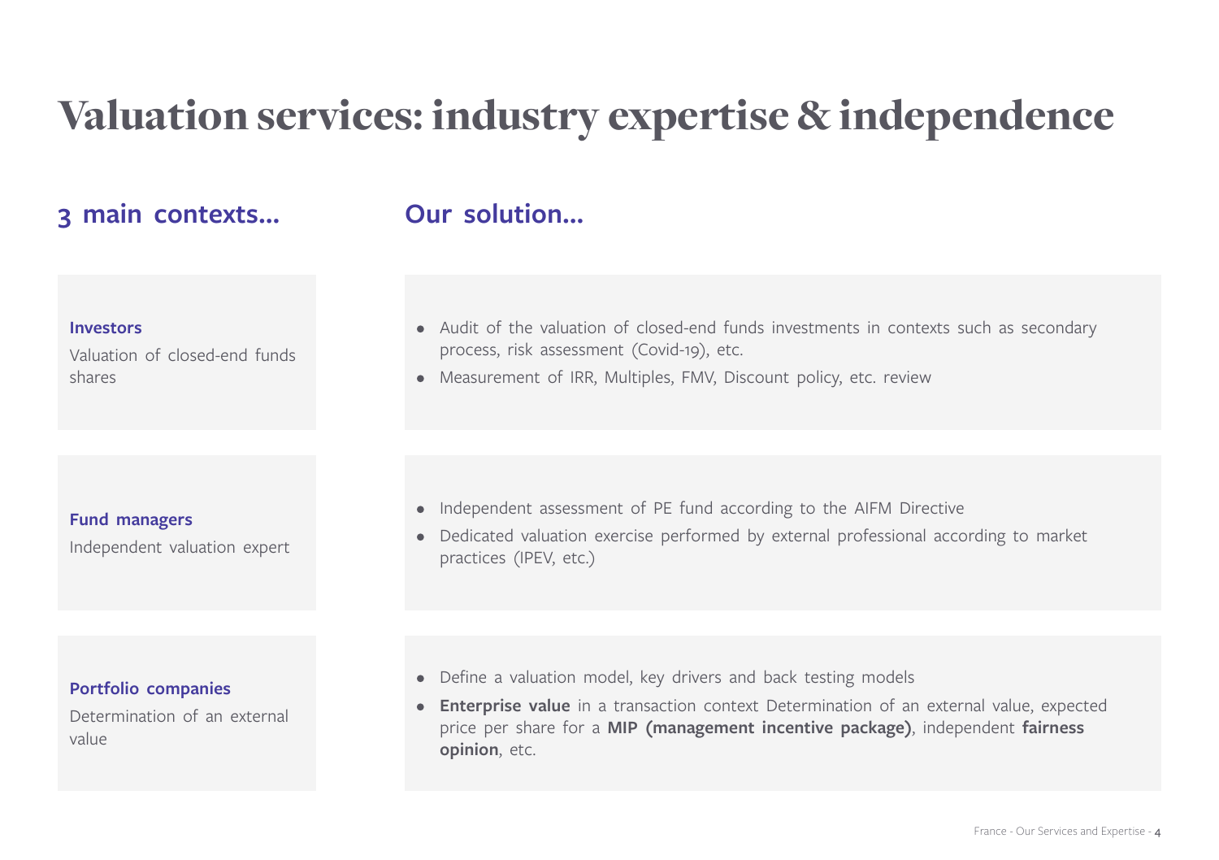# Valuation services: industry expertise & independence

| 3 main contexts... | Our solution... |
| --- | --- |
| **Investors**<br>Valuation of closed-end funds shares | • Audit of the valuation of closed-end funds investments in contexts such as secondary process, risk assessment (Covid-19), etc.<br>• Measurement of IRR, Multiples, FMV, Discount policy, etc. review |
| **Fund managers**<br>Independent valuation expert | • Independent assessment of PE fund according to the AIFM Directive<br>• Dedicated valuation exercise performed by external professional according to market practices (IPEV, etc.) |
| **Portfolio companies**<br>Determination of an external value | • Define a valuation model, key drivers and back testing models<br>• **Enterprise value** in a transaction context Determination of an external value, expected price per share for a **MIP (management incentive package)**, independent **fairness opinion**, etc. |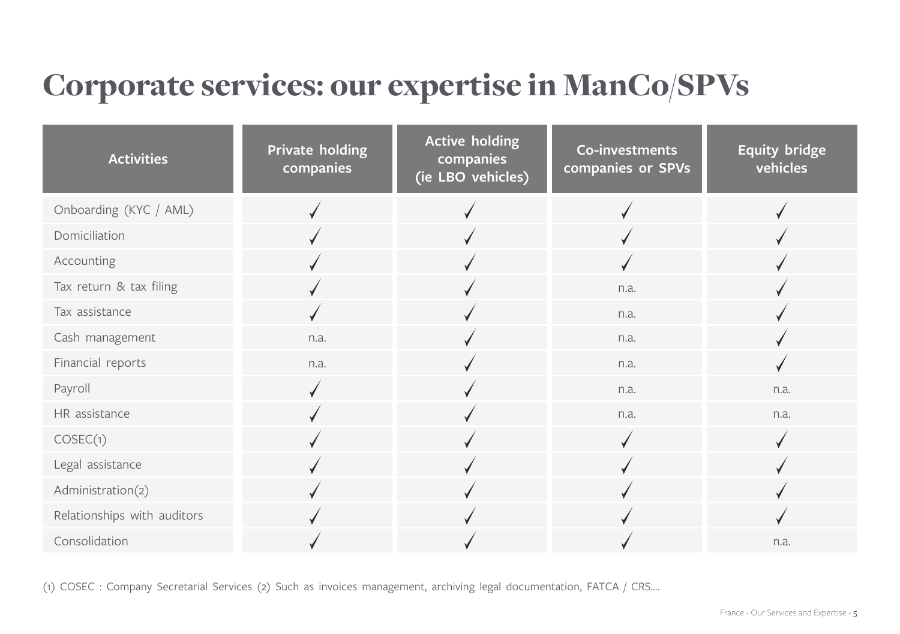# Corporate services: our expertise in ManCo/SPVs

| Activities | Private holding companies | Active holding companies (ie LBO vehicles) | Co-investments companies or SPVs | Equity bridge vehicles |
|---|---|---|---|---|
| Onboarding (KYC / AML) | ✓ | ✓ | ✓ | ✓ |
| Domiciliation | ✓ | ✓ | ✓ | ✓ |
| Accounting | ✓ | ✓ | ✓ | ✓ |
| Tax return & tax filing | ✓ | ✓ | n.a. | ✓ |
| Tax assistance | ✓ | ✓ | n.a. | ✓ |
| Cash management | n.a. | ✓ | n.a. | ✓ |
| Financial reports | n.a. | ✓ | n.a. | ✓ |
| Payroll | ✓ | ✓ | n.a. | n.a. |
| HR assistance | ✓ | ✓ | n.a. | n.a. |
| COSEC(1) | ✓ | ✓ | ✓ | ✓ |
| Legal assistance | ✓ | ✓ | ✓ | ✓ |
| Administration(2) | ✓ | ✓ | ✓ | ✓ |
| Relationships with auditors | ✓ | ✓ | ✓ | ✓ |
| Consolidation | ✓ | ✓ | ✓ | n.a. |

(1) COSEC : Company Secretarial Services (2) Such as invoices management, archiving legal documentation, FATCA / CRS....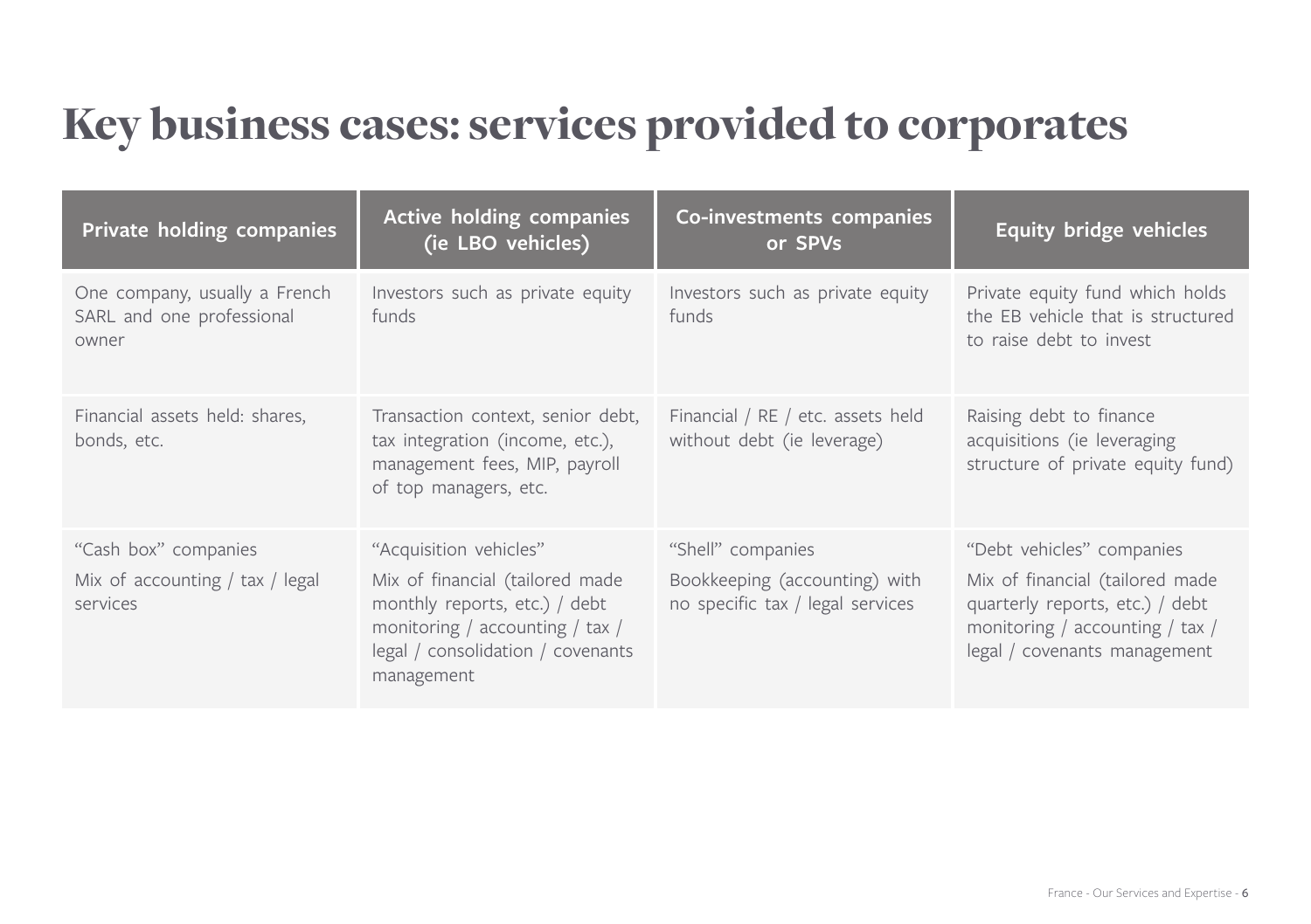# Key business cases: services provided to corporates

| Private holding companies | Active holding companies (ie LBO vehicles) | Co-investments companies or SPVs | Equity bridge vehicles |
|---|---|---|---|
| One company, usually a French SARL and one professional owner | Investors such as private equity funds | Investors such as private equity funds | Private equity fund which holds the EB vehicle that is structured to raise debt to invest |
| Financial assets held: shares, bonds, etc. | Transaction context, senior debt, tax integration (income, etc.), management fees, MIP, payroll of top managers, etc. | Financial / RE / etc. assets held without debt (ie leverage) | Raising debt to finance acquisitions (ie leveraging structure of private equity fund) |
| "Cash box" companies<br>Mix of accounting / tax / legal services | "Acquisition vehicles"<br>Mix of financial (tailored made monthly reports, etc.) / debt monitoring / accounting / tax / legal / consolidation / covenants management | "Shell" companies<br>Bookkeeping (accounting) with no specific tax / legal services | "Debt vehicles" companies<br>Mix of financial (tailored made quarterly reports, etc.) / debt monitoring / accounting / tax / legal / covenants management |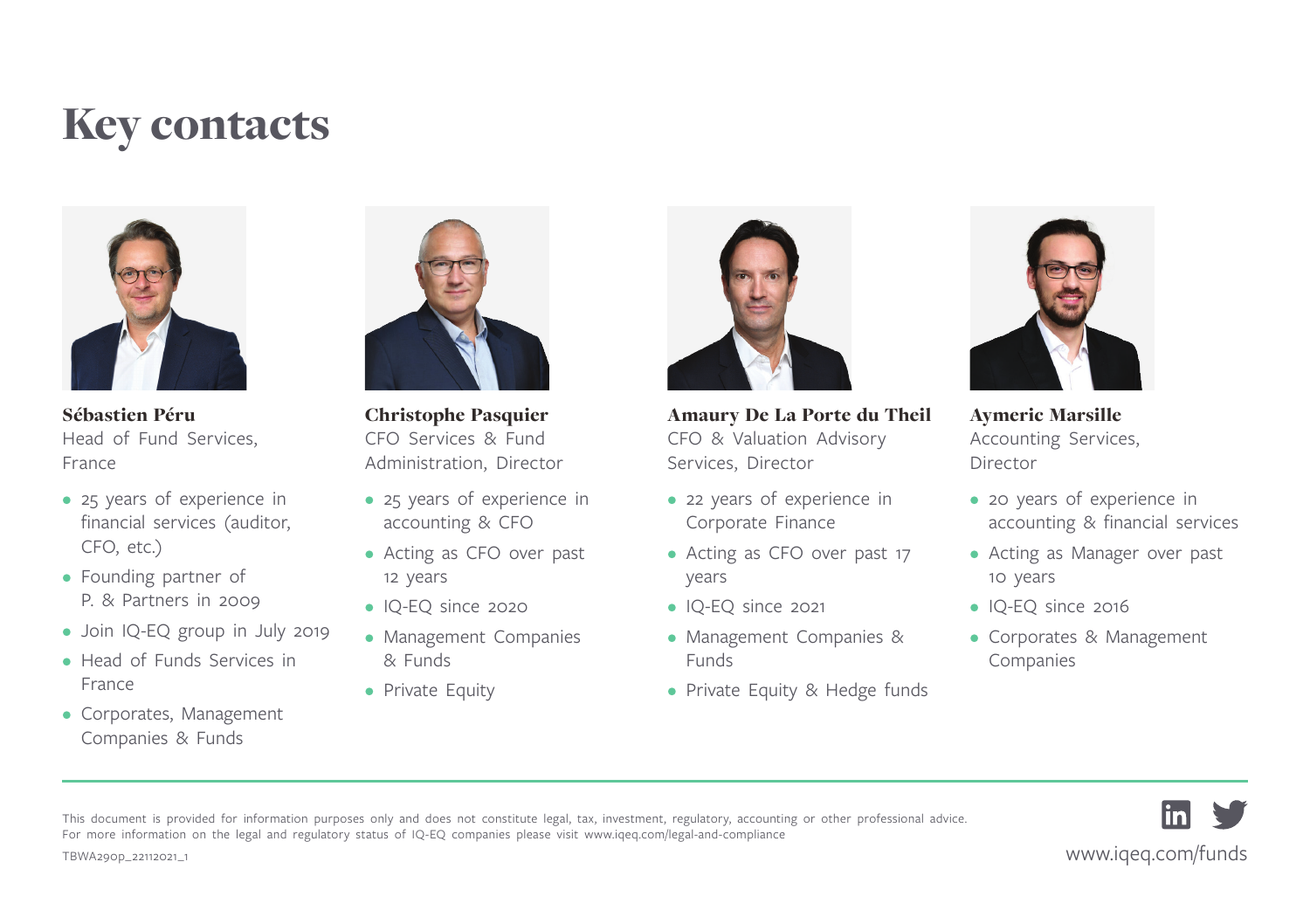# Key contacts

**Sébastien Péru**
Head of Fund Services, France

- 25 years of experience in financial services (auditor, CFO, etc.)
- Founding partner of P. & Partners in 2009
- Join IQ-EQ group in July 2019
- Head of Funds Services in France
- Corporates, Management Companies & Funds

**Christophe Pasquier**
CFO Services & Fund Administration, Director

- 25 years of experience in accounting & CFO
- Acting as CFO over past 12 years
- IQ-EQ since 2020
- Management Companies & Funds
- Private Equity

**Amaury De La Porte du Theil**
CFO & Valuation Advisory Services, Director

- 22 years of experience in Corporate Finance
- Acting as CFO over past 17 years
- IQ-EQ since 2021
- Management Companies & Funds
- Private Equity & Hedge funds

**Aymeric Marsille**
Accounting Services, Director

- 20 years of experience in accounting & financial services
- Acting as Manager over past 10 years
- IQ-EQ since 2016
- Corporates & Management Companies

This document is provided for information purposes only and does not constitute legal, tax, investment, regulatory, accounting or other professional advice. For more information on the legal and regulatory status of IQ-EQ companies please visit www.iqeq.com/legal-and-compliance

TBWA290p_22112021_1

www.iqeq.com/funds